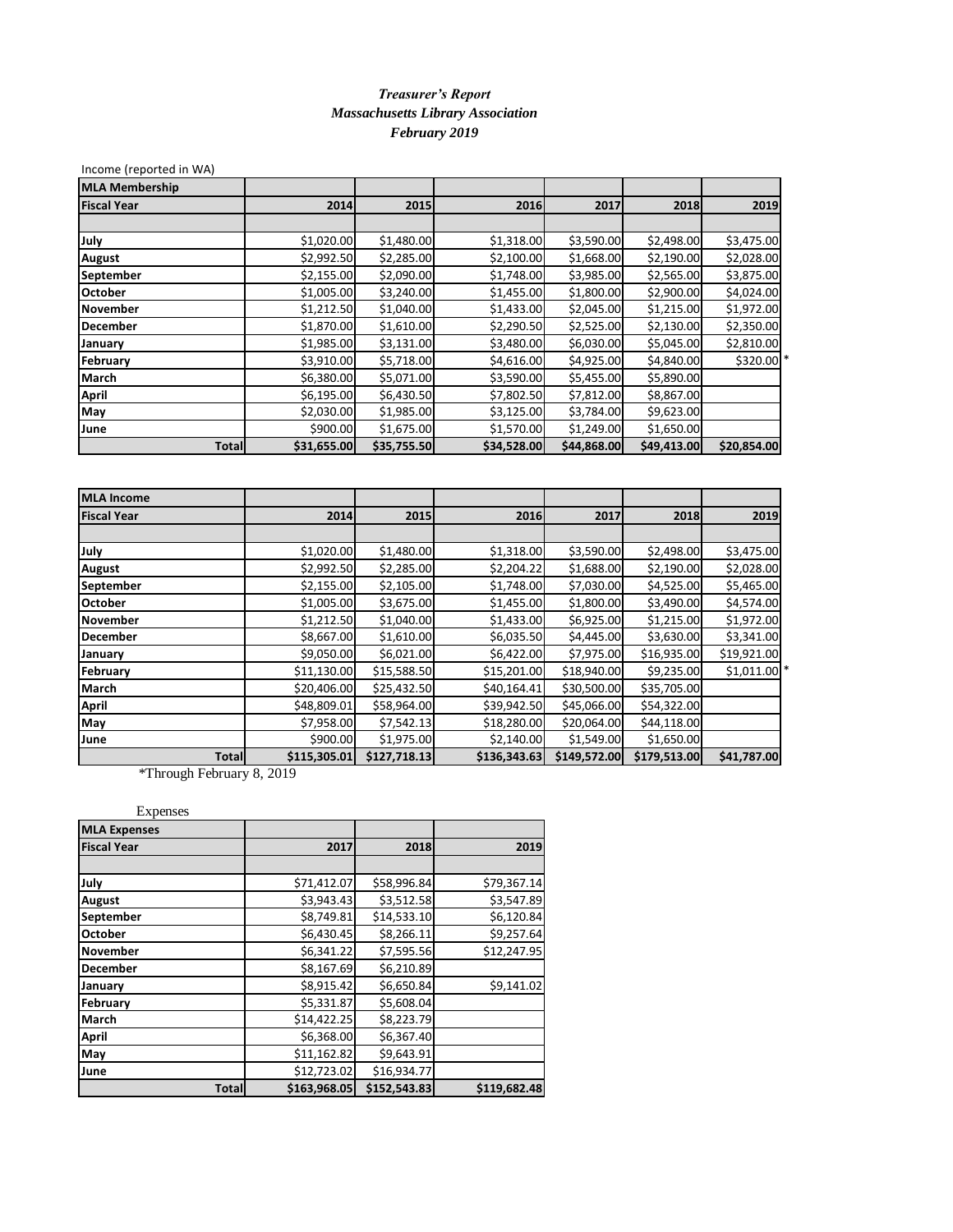***Treasurer's Report***
***Massachusetts Library Association***
***February 2019***

Income (reported in WA)

| MLA Membership | | | | | | |
|---|---|---|---|---|---|---|
| **Fiscal Year** | **2014** | **2015** | **2016** | **2017** | **2018** | **2019** |
| | | | | | | |
| **July** | $1,020.00 | $1,480.00 | $1,318.00 | $3,590.00 | $2,498.00 | $3,475.00 |
| **August** | $2,992.50 | $2,285.00 | $2,100.00 | $1,668.00 | $2,190.00 | $2,028.00 |
| **September** | $2,155.00 | $2,090.00 | $1,748.00 | $3,985.00 | $2,565.00 | $3,875.00 |
| **October** | $1,005.00 | $3,240.00 | $1,455.00 | $1,800.00 | $2,900.00 | $4,024.00 |
| **November** | $1,212.50 | $1,040.00 | $1,433.00 | $2,045.00 | $1,215.00 | $1,972.00 |
| **December** | $1,870.00 | $1,610.00 | $2,290.50 | $2,525.00 | $2,130.00 | $2,350.00 |
| **January** | $1,985.00 | $3,131.00 | $3,480.00 | $6,030.00 | $5,045.00 | $2,810.00 |
| **February** | $3,910.00 | $5,718.00 | $4,616.00 | $4,925.00 | $4,840.00 | $320.00 * |
| **March** | $6,380.00 | $5,071.00 | $3,590.00 | $5,455.00 | $5,890.00 | |
| **April** | $6,195.00 | $6,430.50 | $7,802.50 | $7,812.00 | $8,867.00 | |
| **May** | $2,030.00 | $1,985.00 | $3,125.00 | $3,784.00 | $9,623.00 | |
| **June** | $900.00 | $1,675.00 | $1,570.00 | $1,249.00 | $1,650.00 | |
| **Total** | **$31,655.00** | **$35,755.50** | **$34,528.00** | **$44,868.00** | **$49,413.00** | **$20,854.00** |

| MLA Income | | | | | | |
|---|---|---|---|---|---|---|
| **Fiscal Year** | **2014** | **2015** | **2016** | **2017** | **2018** | **2019** |
| | | | | | | |
| **July** | $1,020.00 | $1,480.00 | $1,318.00 | $3,590.00 | $2,498.00 | $3,475.00 |
| **August** | $2,992.50 | $2,285.00 | $2,204.22 | $1,688.00 | $2,190.00 | $2,028.00 |
| **September** | $2,155.00 | $2,105.00 | $1,748.00 | $7,030.00 | $4,525.00 | $5,465.00 |
| **October** | $1,005.00 | $3,675.00 | $1,455.00 | $1,800.00 | $3,490.00 | $4,574.00 |
| **November** | $1,212.50 | $1,040.00 | $1,433.00 | $6,925.00 | $1,215.00 | $1,972.00 |
| **December** | $8,667.00 | $1,610.00 | $6,035.50 | $4,445.00 | $3,630.00 | $3,341.00 |
| **January** | $9,050.00 | $6,021.00 | $6,422.00 | $7,975.00 | $16,935.00 | $19,921.00 |
| **February** | $11,130.00 | $15,588.50 | $15,201.00 | $18,940.00 | $9,235.00 | $1,011.00 * |
| **March** | $20,406.00 | $25,432.50 | $40,164.41 | $30,500.00 | $35,705.00 | |
| **April** | $48,809.01 | $58,964.00 | $39,942.50 | $45,066.00 | $54,322.00 | |
| **May** | $7,958.00 | $7,542.13 | $18,280.00 | $20,064.00 | $44,118.00 | |
| **June** | $900.00 | $1,975.00 | $2,140.00 | $1,549.00 | $1,650.00 | |
| **Total** | **$115,305.01** | **$127,718.13** | **$136,343.63** | **$149,572.00** | **$179,513.00** | **$41,787.00** |

*Through February 8, 2019

Expenses

| MLA Expenses | | | |
|---|---|---|---|
| **Fiscal Year** | **2017** | **2018** | **2019** |
| | | | |
| **July** | $71,412.07 | $58,996.84 | $79,367.14 |
| **August** | $3,943.43 | $3,512.58 | $3,547.89 |
| **September** | $8,749.81 | $14,533.10 | $6,120.84 |
| **October** | $6,430.45 | $8,266.11 | $9,257.64 |
| **November** | $6,341.22 | $7,595.56 | $12,247.95 |
| **December** | $8,167.69 | $6,210.89 | |
| **January** | $8,915.42 | $6,650.84 | $9,141.02 |
| **February** | $5,331.87 | $5,608.04 | |
| **March** | $14,422.25 | $8,223.79 | |
| **April** | $6,368.00 | $6,367.40 | |
| **May** | $11,162.82 | $9,643.91 | |
| **June** | $12,723.02 | $16,934.77 | |
| **Total** | **$163,968.05** | **$152,543.83** | **$119,682.48** |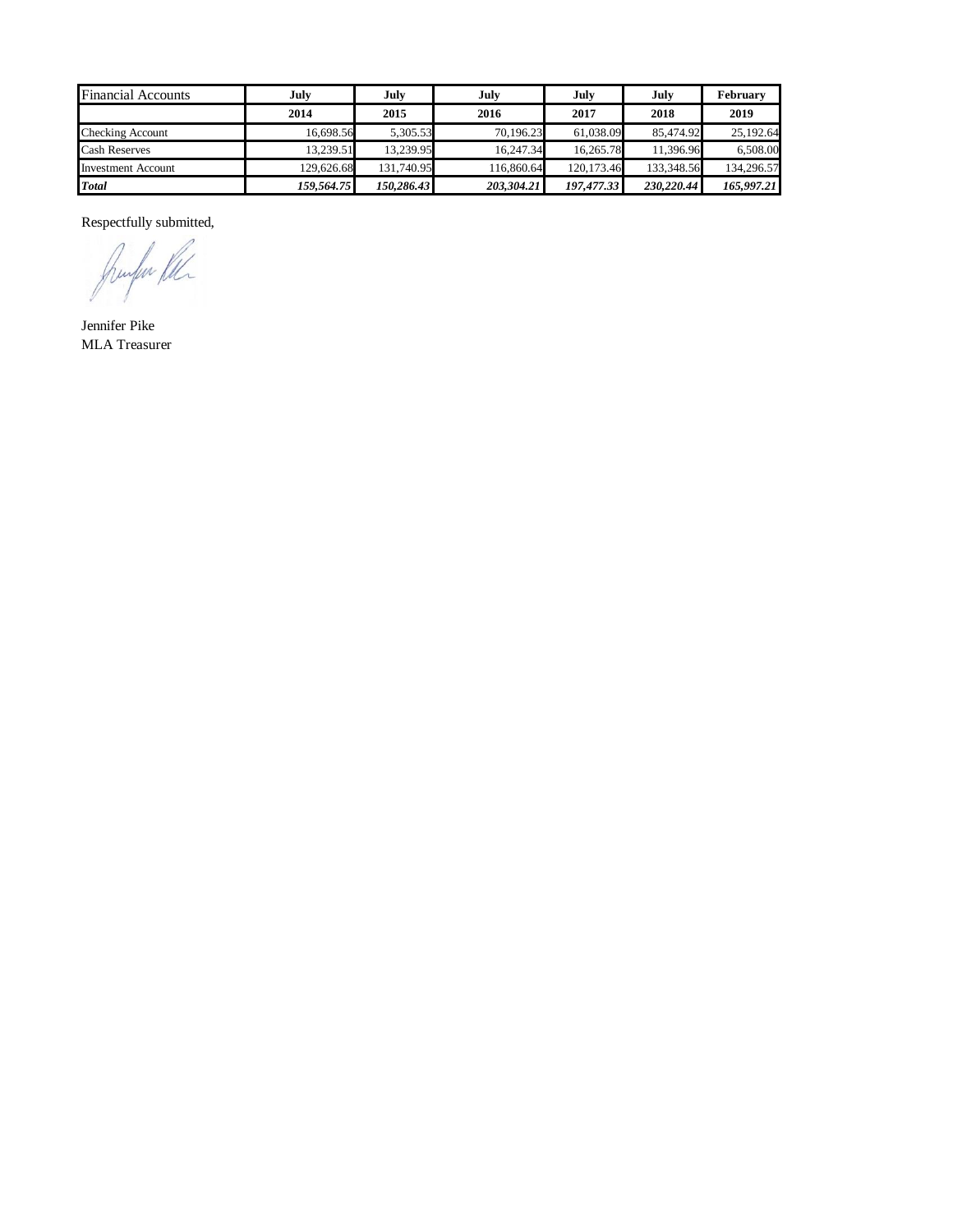| Financial Accounts | July | July | July | July | July | February |
|---|---|---|---|---|---|---|
| | 2014 | 2015 | 2016 | 2017 | 2018 | 2019 |
| Checking Account | 16,698.56 | 5,305.53 | 70,196.23 | 61,038.09 | 85,474.92 | 25,192.64 |
| Cash Reserves | 13,239.51 | 13,239.95 | 16,247.34 | 16,265.78 | 11,396.96 | 6,508.00 |
| Investment Account | 129,626.68 | 131,740.95 | 116,860.64 | 120,173.46 | 133,348.56 | 134,296.57 |
| ***Total*** | ***159,564.75*** | ***150,286.43*** | ***203,304.21*** | ***197,477.33*** | ***230,220.44*** | ***165,997.21*** |

Respectfully submitted,

Jennifer Pike
MLA Treasurer